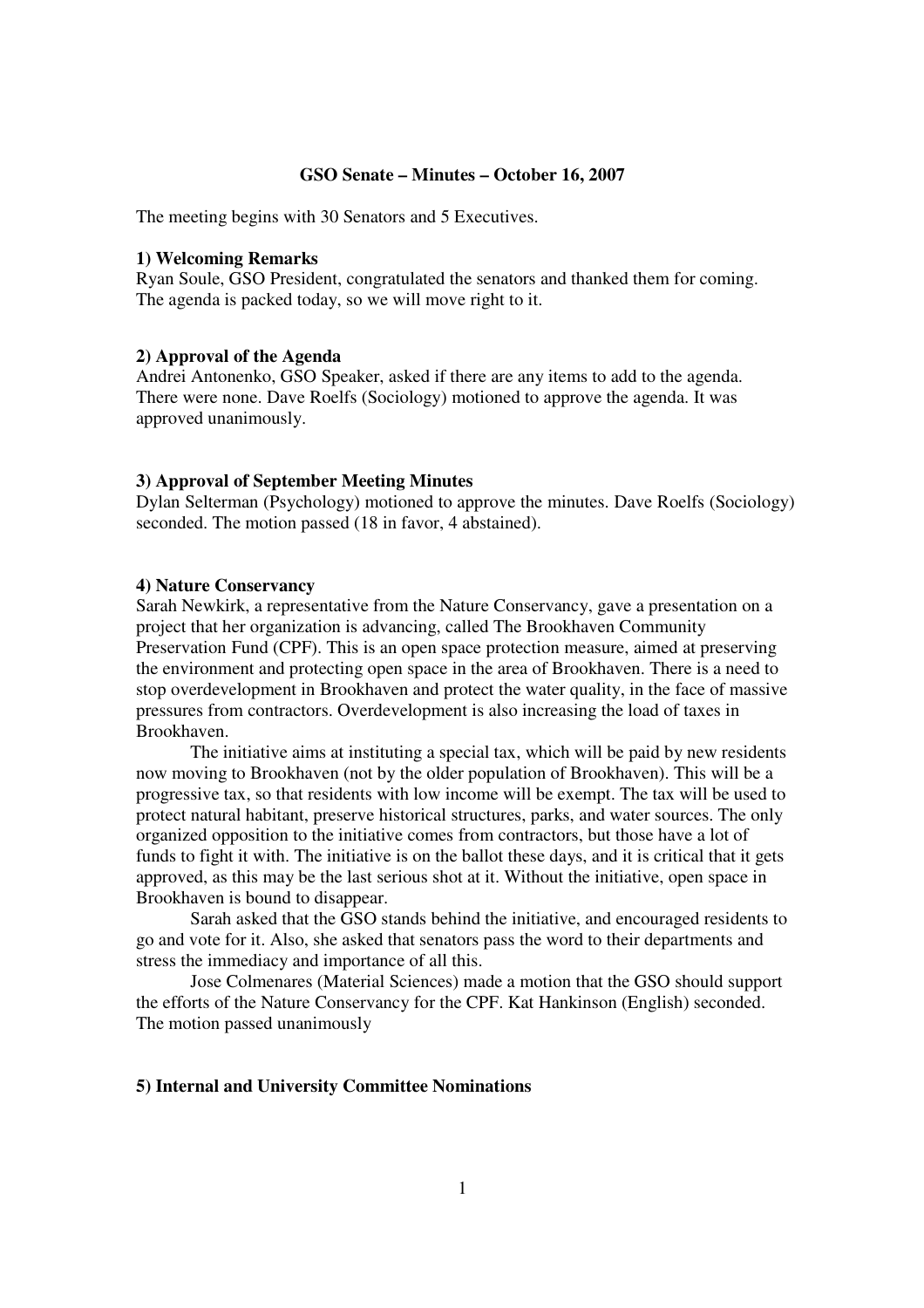# GSO Senate – Minutes – October 16, 2007

The meeting begins with 30 Senators and 5 Executives.

## 1) Welcoming Remarks

Ryan Soule, GSO President, congratulated the senators and thanked them for coming. The agenda is packed today, so we will move right to it.

## 2) Approval of the Agenda

Andrei Antonenko, GSO Speaker, asked if there are any items to add to the agenda. There were none. Dave Roelfs (Sociology) motioned to approve the agenda. It was approved unanimously.

## 3) Approval of September Meeting Minutes

Dylan Selterman (Psychology) motioned to approve the minutes. Dave Roelfs (Sociology) seconded. The motion passed (18 in favor, 4 abstained).

## 4) Nature Conservancy

Sarah Newkirk, a representative from the Nature Conservancy, gave a presentation on a project that her organization is advancing, called The Brookhaven Community Preservation Fund (CPF). This is an open space protection measure, aimed at preserving the environment and protecting open space in the area of Brookhaven. There is a need to stop overdevelopment in Brookhaven and protect the water quality, in the face of massive pressures from contractors. Overdevelopment is also increasing the load of taxes in Brookhaven.

The initiative aims at instituting a special tax, which will be paid by new residents now moving to Brookhaven (not by the older population of Brookhaven). This will be a progressive tax, so that residents with low income will be exempt. The tax will be used to protect natural habitant, preserve historical structures, parks, and water sources. The only organized opposition to the initiative comes from contractors, but those have a lot of funds to fight it with. The initiative is on the ballot these days, and it is critical that it gets approved, as this may be the last serious shot at it. Without the initiative, open space in Brookhaven is bound to disappear.

Sarah asked that the GSO stands behind the initiative, and encouraged residents to go and vote for it. Also, she asked that senators pass the word to their departments and stress the immediacy and importance of all this.

Jose Colmenares (Material Sciences) made a motion that the GSO should support the efforts of the Nature Conservancy for the CPF. Kat Hankinson (English) seconded. The motion passed unanimously

## 5) Internal and University Committee Nominations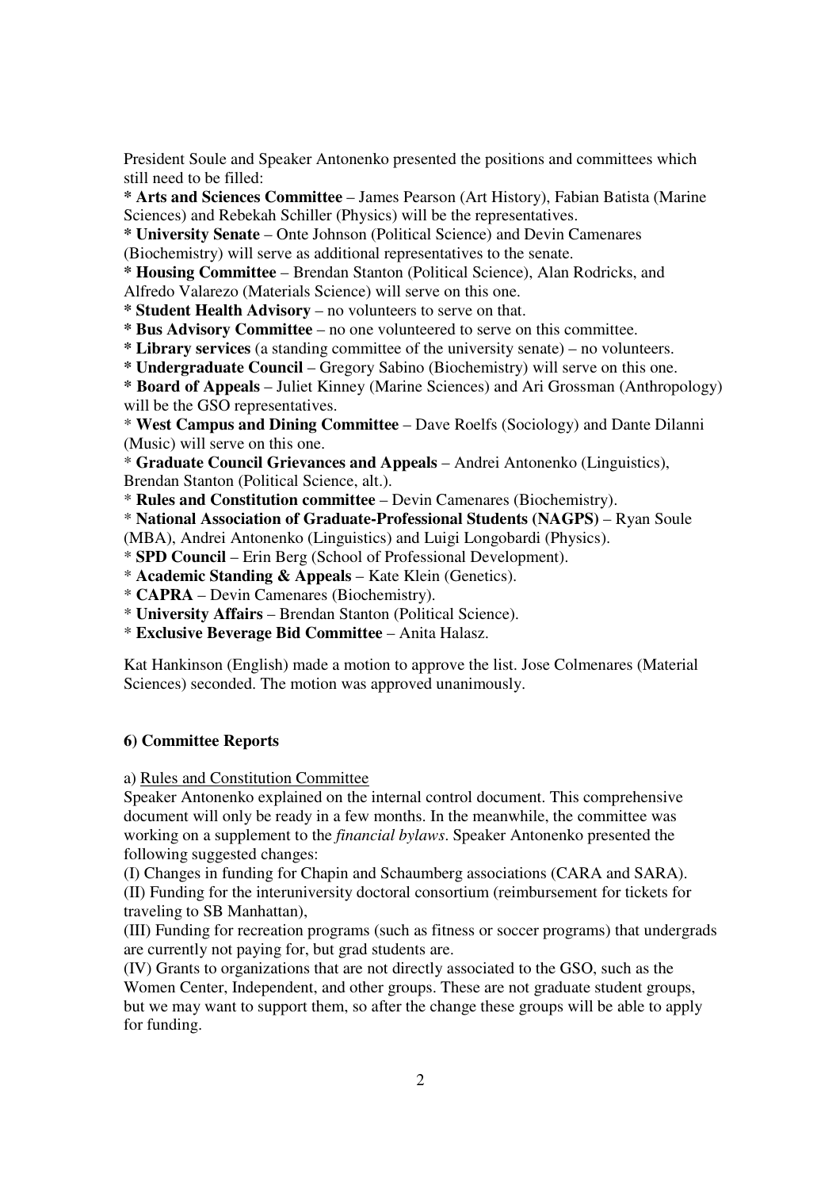President Soule and Speaker Antonenko presented the positions and committees which still need to be filled:

* **Arts and Sciences Committee** – James Pearson (Art History), Fabian Batista (Marine Sciences) and Rebekah Schiller (Physics) will be the representatives.
* **University Senate** – Onte Johnson (Political Science) and Devin Camenares (Biochemistry) will serve as additional representatives to the senate.
* **Housing Committee** – Brendan Stanton (Political Science), Alan Rodricks, and Alfredo Valarezo (Materials Science) will serve on this one.
* **Student Health Advisory** – no volunteers to serve on that.
* **Bus Advisory Committee** – no one volunteered to serve on this committee.
* **Library services** (a standing committee of the university senate) – no volunteers.
* **Undergraduate Council** – Gregory Sabino (Biochemistry) will serve on this one.
* **Board of Appeals** – Juliet Kinney (Marine Sciences) and Ari Grossman (Anthropology) will be the GSO representatives.
* **West Campus and Dining Committee** – Dave Roelfs (Sociology) and Dante Dilanni (Music) will serve on this one.
* **Graduate Council Grievances and Appeals** – Andrei Antonenko (Linguistics), Brendan Stanton (Political Science, alt.).
* **Rules and Constitution committee** – Devin Camenares (Biochemistry).
* **National Association of Graduate-Professional Students (NAGPS)** – Ryan Soule (MBA), Andrei Antonenko (Linguistics) and Luigi Longobardi (Physics).
* **SPD Council** – Erin Berg (School of Professional Development).
* **Academic Standing & Appeals** – Kate Klein (Genetics).
* **CAPRA** – Devin Camenares (Biochemistry).
* **University Affairs** – Brendan Stanton (Political Science).
* **Exclusive Beverage Bid Committee** – Anita Halasz.

Kat Hankinson (English) made a motion to approve the list. Jose Colmenares (Material Sciences) seconded. The motion was approved unanimously.

### 6) Committee Reports

a) Rules and Constitution Committee

Speaker Antonenko explained on the internal control document. This comprehensive document will only be ready in a few months. In the meanwhile, the committee was working on a supplement to the *financial bylaws*. Speaker Antonenko presented the following suggested changes:

(I) Changes in funding for Chapin and Schaumberg associations (CARA and SARA).

(II) Funding for the interuniversity doctoral consortium (reimbursement for tickets for traveling to SB Manhattan),

(III) Funding for recreation programs (such as fitness or soccer programs) that undergrads are currently not paying for, but grad students are.

(IV) Grants to organizations that are not directly associated to the GSO, such as the Women Center, Independent, and other groups. These are not graduate student groups, but we may want to support them, so after the change these groups will be able to apply for funding.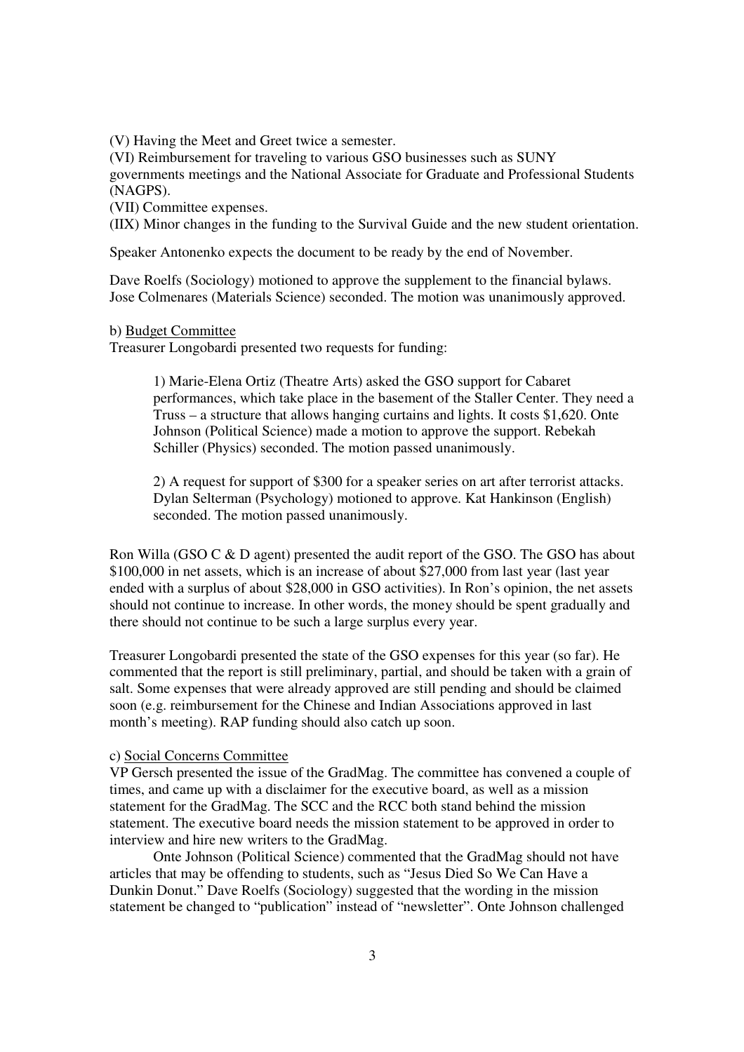(V) Having the Meet and Greet twice a semester.

(VI) Reimbursement for traveling to various GSO businesses such as SUNY governments meetings and the National Associate for Graduate and Professional Students (NAGPS).

(VII) Committee expenses.

(IIX) Minor changes in the funding to the Survival Guide and the new student orientation.

Speaker Antonenko expects the document to be ready by the end of November.

Dave Roelfs (Sociology) motioned to approve the supplement to the financial bylaws. Jose Colmenares (Materials Science) seconded. The motion was unanimously approved.

b) <u>Budget Committee</u>

Treasurer Longobardi presented two requests for funding:

> 1) Marie-Elena Ortiz (Theatre Arts) asked the GSO support for Cabaret performances, which take place in the basement of the Staller Center. They need a Truss – a structure that allows hanging curtains and lights. It costs $1,620. Onte Johnson (Political Science) made a motion to approve the support. Rebekah Schiller (Physics) seconded. The motion passed unanimously.
>
> 2) A request for support of $300 for a speaker series on art after terrorist attacks. Dylan Selterman (Psychology) motioned to approve. Kat Hankinson (English) seconded. The motion passed unanimously.

Ron Willa (GSO C & D agent) presented the audit report of the GSO. The GSO has about $100,000 in net assets, which is an increase of about $27,000 from last year (last year ended with a surplus of about $28,000 in GSO activities). In Ron's opinion, the net assets should not continue to increase. In other words, the money should be spent gradually and there should not continue to be such a large surplus every year.

Treasurer Longobardi presented the state of the GSO expenses for this year (so far). He commented that the report is still preliminary, partial, and should be taken with a grain of salt. Some expenses that were already approved are still pending and should be claimed soon (e.g. reimbursement for the Chinese and Indian Associations approved in last month's meeting). RAP funding should also catch up soon.

c) <u>Social Concerns Committee</u>

VP Gersch presented the issue of the GradMag. The committee has convened a couple of times, and came up with a disclaimer for the executive board, as well as a mission statement for the GradMag. The SCC and the RCC both stand behind the mission statement. The executive board needs the mission statement to be approved in order to interview and hire new writers to the GradMag.

Onte Johnson (Political Science) commented that the GradMag should not have articles that may be offending to students, such as "Jesus Died So We Can Have a Dunkin Donut." Dave Roelfs (Sociology) suggested that the wording in the mission statement be changed to "publication" instead of "newsletter". Onte Johnson challenged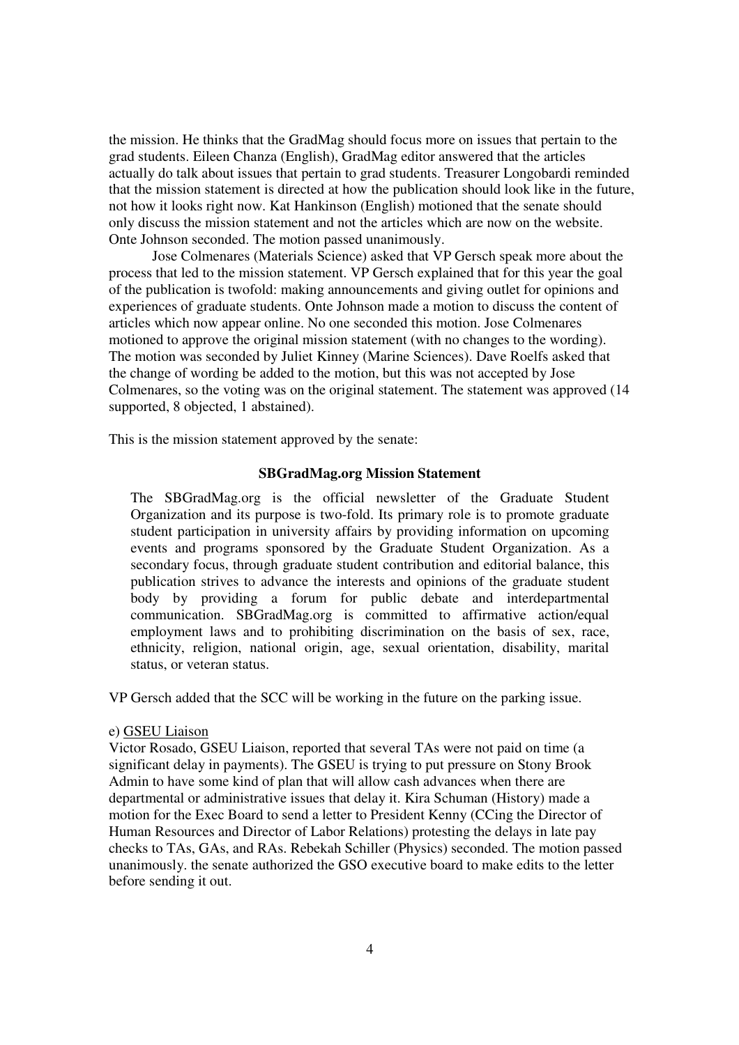the mission. He thinks that the GradMag should focus more on issues that pertain to the grad students. Eileen Chanza (English), GradMag editor answered that the articles actually do talk about issues that pertain to grad students. Treasurer Longobardi reminded that the mission statement is directed at how the publication should look like in the future, not how it looks right now. Kat Hankinson (English) motioned that the senate should only discuss the mission statement and not the articles which are now on the website. Onte Johnson seconded. The motion passed unanimously.

Jose Colmenares (Materials Science) asked that VP Gersch speak more about the process that led to the mission statement. VP Gersch explained that for this year the goal of the publication is twofold: making announcements and giving outlet for opinions and experiences of graduate students. Onte Johnson made a motion to discuss the content of articles which now appear online. No one seconded this motion. Jose Colmenares motioned to approve the original mission statement (with no changes to the wording). The motion was seconded by Juliet Kinney (Marine Sciences). Dave Roelfs asked that the change of wording be added to the motion, but this was not accepted by Jose Colmenares, so the voting was on the original statement. The statement was approved (14 supported, 8 objected, 1 abstained).

This is the mission statement approved by the senate:

**SBGradMag.org Mission Statement**

> The SBGradMag.org is the official newsletter of the Graduate Student Organization and its purpose is two-fold. Its primary role is to promote graduate student participation in university affairs by providing information on upcoming events and programs sponsored by the Graduate Student Organization. As a secondary focus, through graduate student contribution and editorial balance, this publication strives to advance the interests and opinions of the graduate student body by providing a forum for public debate and interdepartmental communication. SBGradMag.org is committed to affirmative action/equal employment laws and to prohibiting discrimination on the basis of sex, race, ethnicity, religion, national origin, age, sexual orientation, disability, marital status, or veteran status.

VP Gersch added that the SCC will be working in the future on the parking issue.

e) GSEU Liaison

Victor Rosado, GSEU Liaison, reported that several TAs were not paid on time (a significant delay in payments). The GSEU is trying to put pressure on Stony Brook Admin to have some kind of plan that will allow cash advances when there are departmental or administrative issues that delay it. Kira Schuman (History) made a motion for the Exec Board to send a letter to President Kenny (CCing the Director of Human Resources and Director of Labor Relations) protesting the delays in late pay checks to TAs, GAs, and RAs. Rebekah Schiller (Physics) seconded. The motion passed unanimously. the senate authorized the GSO executive board to make edits to the letter before sending it out.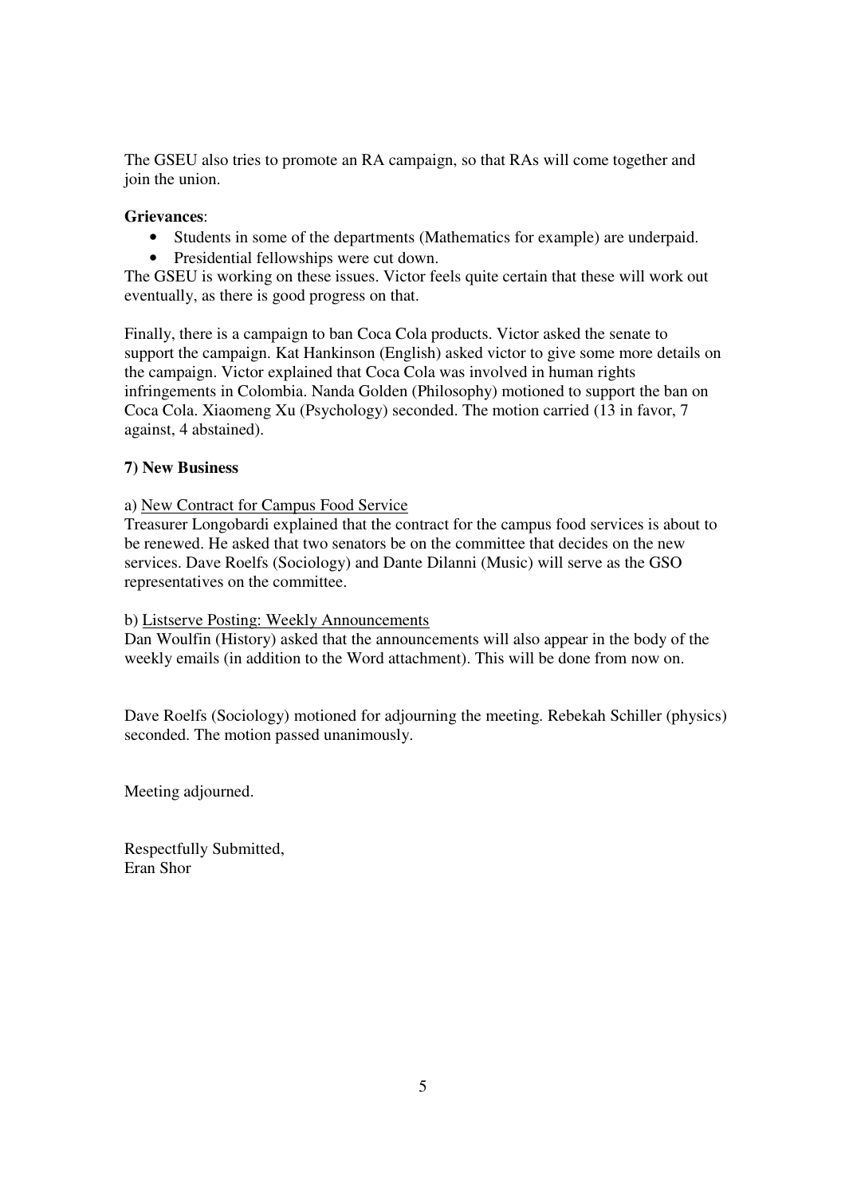The GSEU also tries to promote an RA campaign, so that RAs will come together and join the union.

**Grievances**:

- Students in some of the departments (Mathematics for example) are underpaid.
- Presidential fellowships were cut down.

The GSEU is working on these issues. Victor feels quite certain that these will work out eventually, as there is good progress on that.

Finally, there is a campaign to ban Coca Cola products. Victor asked the senate to support the campaign. Kat Hankinson (English) asked victor to give some more details on the campaign. Victor explained that Coca Cola was involved in human rights infringements in Colombia. Nanda Golden (Philosophy) motioned to support the ban on Coca Cola. Xiaomeng Xu (Psychology) seconded. The motion carried (13 in favor, 7 against, 4 abstained).

**7) New Business**

a) <u>New Contract for Campus Food Service</u>
Treasurer Longobardi explained that the contract for the campus food services is about to be renewed. He asked that two senators be on the committee that decides on the new services. Dave Roelfs (Sociology) and Dante Dilanni (Music) will serve as the GSO representatives on the committee.

b) <u>Listserve Posting: Weekly Announcements</u>
Dan Woulfin (History) asked that the announcements will also appear in the body of the weekly emails (in addition to the Word attachment). This will be done from now on.

Dave Roelfs (Sociology) motioned for adjourning the meeting. Rebekah Schiller (physics) seconded. The motion passed unanimously.

Meeting adjourned.

Respectfully Submitted,
Eran Shor